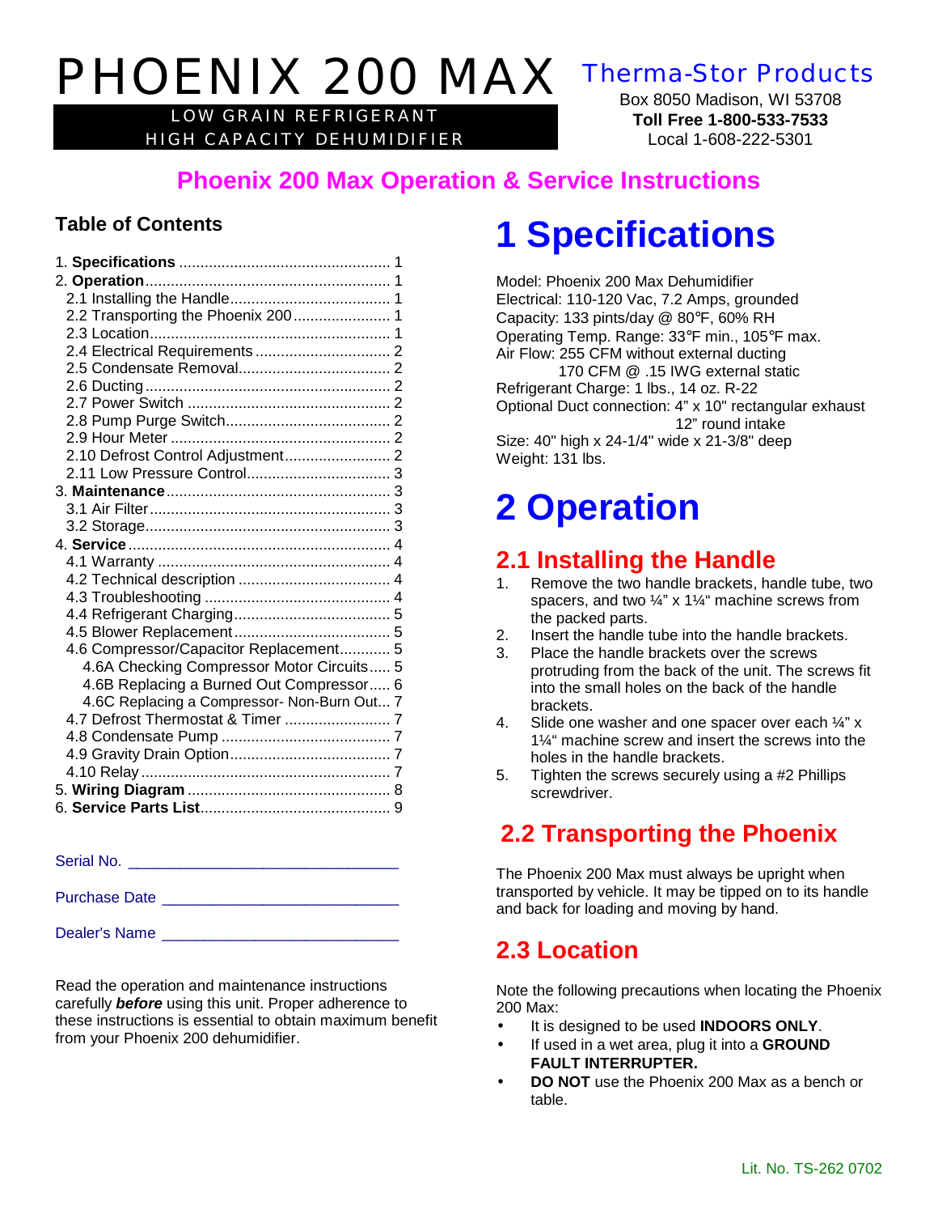# PHOENIX 200 MAX

LOW GRAIN REFRIGERANT
HIGH CAPACITY DEHUMIDIFIER

**Therma-Stor Products**
Box 8050 Madison, WI 53708
**Toll Free 1-800-533-7533**
Local 1-608-222-5301

## Phoenix 200 Max Operation & Service Instructions

### Table of Contents

1. **Specifications** .......... 1
2. **Operation** .......... 1
   - 2.1 Installing the Handle .......... 1
   - 2.2 Transporting the Phoenix 200 .......... 1
   - 2.3 Location .......... 1
   - 2.4 Electrical Requirements .......... 2
   - 2.5 Condensate Removal .......... 2
   - 2.6 Ducting .......... 2
   - 2.7 Power Switch .......... 2
   - 2.8 Pump Purge Switch .......... 2
   - 2.9 Hour Meter .......... 2
   - 2.10 Defrost Control Adjustment .......... 2
   - 2.11 Low Pressure Control .......... 3
3. **Maintenance** .......... 3
   - 3.1 Air Filter .......... 3
   - 3.2 Storage .......... 3
4. **Service** .......... 4
   - 4.1 Warranty .......... 4
   - 4.2 Technical description .......... 4
   - 4.3 Troubleshooting .......... 4
   - 4.4 Refrigerant Charging .......... 5
   - 4.5 Blower Replacement .......... 5
   - 4.6 Compressor/Capacitor Replacement .......... 5
     - 4.6A Checking Compressor Motor Circuits .......... 5
     - 4.6B Replacing a Burned Out Compressor .......... 6
     - 4.6C Replacing a Compressor- Non-Burn Out .......... 7
   - 4.7 Defrost Thermostat & Timer .......... 7
   - 4.8 Condensate Pump .......... 7
   - 4.9 Gravity Drain Option .......... 7
   - 4.10 Relay .......... 7
5. **Wiring Diagram** .......... 8
6. **Service Parts List** .......... 9

Serial No. ______________________________

Purchase Date __________________________

Dealer's Name __________________________

Read the operation and maintenance instructions carefully ***before*** using this unit. Proper adherence to these instructions is essential to obtain maximum benefit from your Phoenix 200 dehumidifier.

# 1 Specifications

Model: Phoenix 200 Max Dehumidifier
Electrical: 110-120 Vac, 7.2 Amps, grounded
Capacity: 133 pints/day @ 80℉, 60% RH
Operating Temp. Range: 33℉ min., 105℉ max.
Air Flow: 255 CFM without external ducting
170 CFM @ .15 IWG external static
Refrigerant Charge: 1 lbs., 14 oz. R-22
Optional Duct connection: 4" x 10" rectangular exhaust
12" round intake
Size: 40" high x 24-1/4" wide x 21-3/8" deep
Weight: 131 lbs.

# 2 Operation

## 2.1 Installing the Handle

1. Remove the two handle brackets, handle tube, two spacers, and two ¼" x 1¼" machine screws from the packed parts.
2. Insert the handle tube into the handle brackets.
3. Place the handle brackets over the screws protruding from the back of the unit. The screws fit into the small holes on the back of the handle brackets.
4. Slide one washer and one spacer over each ¼" x 1¼" machine screw and insert the screws into the holes in the handle brackets.
5. Tighten the screws securely using a #2 Phillips screwdriver.

## 2.2 Transporting the Phoenix

The Phoenix 200 Max must always be upright when transported by vehicle. It may be tipped on to its handle and back for loading and moving by hand.

## 2.3 Location

Note the following precautions when locating the Phoenix 200 Max:

- It is designed to be used **INDOORS ONLY**.
- If used in a wet area, plug it into a **GROUND FAULT INTERRUPTER.**
- **DO NOT** use the Phoenix 200 Max as a bench or table.

Lit. No. TS-262 0702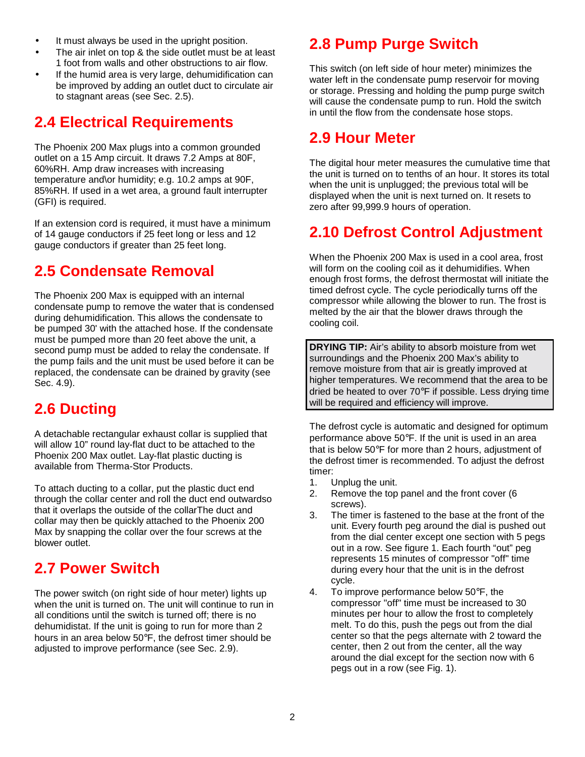- It must always be used in the upright position.
- The air inlet on top & the side outlet must be at least 1 foot from walls and other obstructions to air flow.
- If the humid area is very large, dehumidification can be improved by adding an outlet duct to circulate air to stagnant areas (see Sec. 2.5).

## 2.4 Electrical Requirements

The Phoenix 200 Max plugs into a common grounded outlet on a 15 Amp circuit. It draws 7.2 Amps at 80F, 60%RH. Amp draw increases with increasing temperature and\or humidity; e.g. 10.2 amps at 90F, 85%RH. If used in a wet area, a ground fault interrupter (GFI) is required.

If an extension cord is required, it must have a minimum of 14 gauge conductors if 25 feet long or less and 12 gauge conductors if greater than 25 feet long.

## 2.5 Condensate Removal

The Phoenix 200 Max is equipped with an internal condensate pump to remove the water that is condensed during dehumidification. This allows the condensate to be pumped 30' with the attached hose. If the condensate must be pumped more than 20 feet above the unit, a second pump must be added to relay the condensate. If the pump fails and the unit must be used before it can be replaced, the condensate can be drained by gravity (see Sec. 4.9).

## 2.6 Ducting

A detachable rectangular exhaust collar is supplied that will allow 10" round lay-flat duct to be attached to the Phoenix 200 Max outlet. Lay-flat plastic ducting is available from Therma-Stor Products.

To attach ducting to a collar, put the plastic duct end through the collar center and roll the duct end outwardso that it overlaps the outside of the collarThe duct and collar may then be quickly attached to the Phoenix 200 Max by snapping the collar over the four screws at the blower outlet.

## 2.7 Power Switch

The power switch (on right side of hour meter) lights up when the unit is turned on. The unit will continue to run in all conditions until the switch is turned off; there is no dehumidistat. If the unit is going to run for more than 2 hours in an area below 50°F, the defrost timer should be adjusted to improve performance (see Sec. 2.9).

## 2.8 Pump Purge Switch

This switch (on left side of hour meter) minimizes the water left in the condensate pump reservoir for moving or storage. Pressing and holding the pump purge switch will cause the condensate pump to run. Hold the switch in until the flow from the condensate hose stops.

## 2.9 Hour Meter

The digital hour meter measures the cumulative time that the unit is turned on to tenths of an hour. It stores its total when the unit is unplugged; the previous total will be displayed when the unit is next turned on. It resets to zero after 99,999.9 hours of operation.

## 2.10 Defrost Control Adjustment

When the Phoenix 200 Max is used in a cool area, frost will form on the cooling coil as it dehumidifies. When enough frost forms, the defrost thermostat will initiate the timed defrost cycle. The cycle periodically turns off the compressor while allowing the blower to run. The frost is melted by the air that the blower draws through the cooling coil.

> **DRYING TIP:** Air's ability to absorb moisture from wet surroundings and the Phoenix 200 Max's ability to remove moisture from that air is greatly improved at higher temperatures. We recommend that the area to be dried be heated to over 70°F if possible. Less drying time will be required and efficiency will improve.

The defrost cycle is automatic and designed for optimum performance above 50°F. If the unit is used in an area that is below 50°F for more than 2 hours, adjustment of the defrost timer is recommended. To adjust the defrost timer:

1. Unplug the unit.
2. Remove the top panel and the front cover (6 screws).
3. The timer is fastened to the base at the front of the unit. Every fourth peg around the dial is pushed out from the dial center except one section with 5 pegs out in a row. See figure 1. Each fourth "out" peg represents 15 minutes of compressor "off" time during every hour that the unit is in the defrost cycle.
4. To improve performance below 50°F, the compressor "off" time must be increased to 30 minutes per hour to allow the frost to completely melt. To do this, push the pegs out from the dial center so that the pegs alternate with 2 toward the center, then 2 out from the center, all the way around the dial except for the section now with 6 pegs out in a row (see Fig. 1).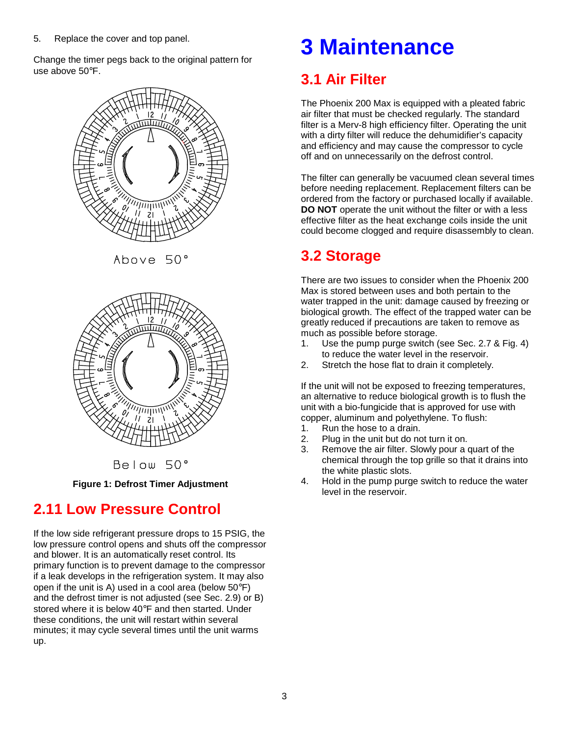5. Replace the cover and top panel.

Change the timer pegs back to the original pattern for use above 50°F.

Above 50°

Below 50°

**Figure 1: Defrost Timer Adjustment**

## 2.11 Low Pressure Control

If the low side refrigerant pressure drops to 15 PSIG, the low pressure control opens and shuts off the compressor and blower. It is an automatically reset control. Its primary function is to prevent damage to the compressor if a leak develops in the refrigeration system. It may also open if the unit is A) used in a cool area (below 50°F) and the defrost timer is not adjusted (see Sec. 2.9) or B) stored where it is below 40°F and then started. Under these conditions, the unit will restart within several minutes; it may cycle several times until the unit warms up.

# 3 Maintenance

## 3.1 Air Filter

The Phoenix 200 Max is equipped with a pleated fabric air filter that must be checked regularly. The standard filter is a Merv-8 high efficiency filter. Operating the unit with a dirty filter will reduce the dehumidifier's capacity and efficiency and may cause the compressor to cycle off and on unnecessarily on the defrost control.

The filter can generally be vacuumed clean several times before needing replacement. Replacement filters can be ordered from the factory or purchased locally if available. **DO NOT** operate the unit without the filter or with a less effective filter as the heat exchange coils inside the unit could become clogged and require disassembly to clean.

## 3.2 Storage

There are two issues to consider when the Phoenix 200 Max is stored between uses and both pertain to the water trapped in the unit: damage caused by freezing or biological growth. The effect of the trapped water can be greatly reduced if precautions are taken to remove as much as possible before storage.

1. Use the pump purge switch (see Sec. 2.7 & Fig. 4) to reduce the water level in the reservoir.
2. Stretch the hose flat to drain it completely.

If the unit will not be exposed to freezing temperatures, an alternative to reduce biological growth is to flush the unit with a bio-fungicide that is approved for use with copper, aluminum and polyethylene. To flush:

1. Run the hose to a drain.
2. Plug in the unit but do not turn it on.
3. Remove the air filter. Slowly pour a quart of the chemical through the top grille so that it drains into the white plastic slots.
4. Hold in the pump purge switch to reduce the water level in the reservoir.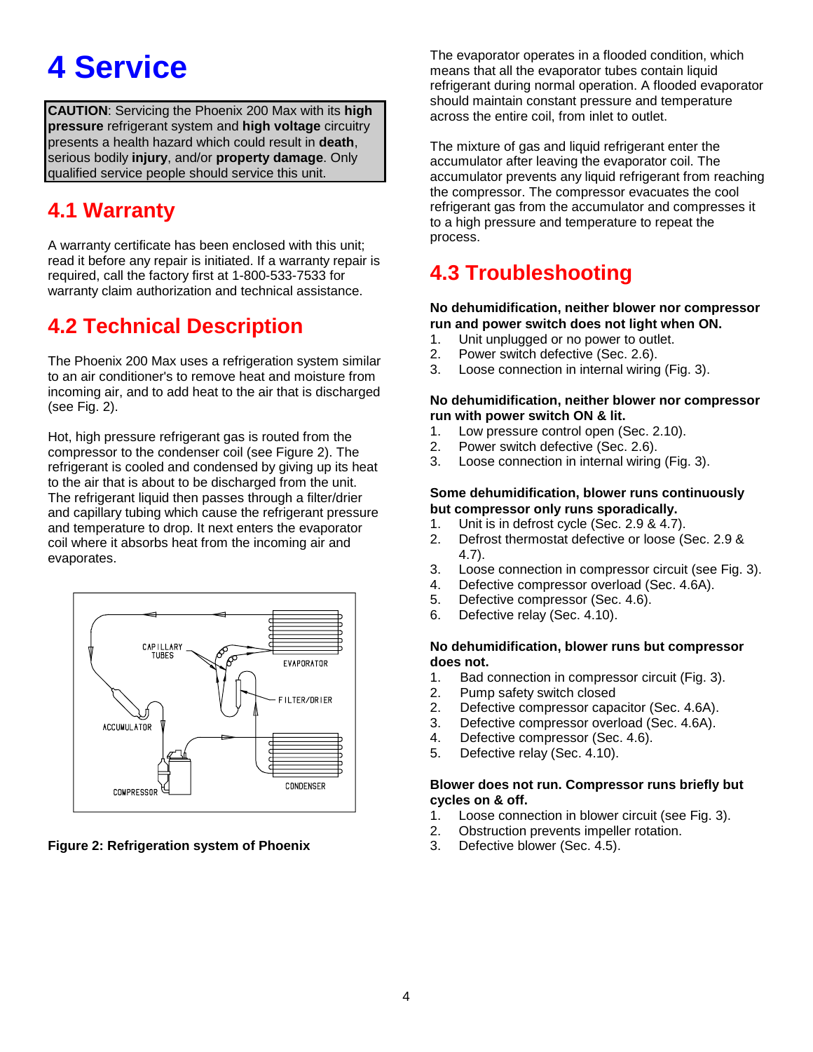# 4 Service

**CAUTION**: Servicing the Phoenix 200 Max with its **high pressure** refrigerant system and **high voltage** circuitry presents a health hazard which could result in **death**, serious bodily **injury**, and/or **property damage**. Only qualified service people should service this unit.

## 4.1 Warranty

A warranty certificate has been enclosed with this unit; read it before any repair is initiated. If a warranty repair is required, call the factory first at 1-800-533-7533 for warranty claim authorization and technical assistance.

## 4.2 Technical Description

The Phoenix 200 Max uses a refrigeration system similar to an air conditioner's to remove heat and moisture from incoming air, and to add heat to the air that is discharged (see Fig. 2).

Hot, high pressure refrigerant gas is routed from the compressor to the condenser coil (see Figure 2). The refrigerant is cooled and condensed by giving up its heat to the air that is about to be discharged from the unit. The refrigerant liquid then passes through a filter/drier and capillary tubing which cause the refrigerant pressure and temperature to drop. It next enters the evaporator coil where it absorbs heat from the incoming air and evaporates.

**Figure 2: Refrigeration system of Phoenix**

The evaporator operates in a flooded condition, which means that all the evaporator tubes contain liquid refrigerant during normal operation. A flooded evaporator should maintain constant pressure and temperature across the entire coil, from inlet to outlet.

The mixture of gas and liquid refrigerant enter the accumulator after leaving the evaporator coil. The accumulator prevents any liquid refrigerant from reaching the compressor. The compressor evacuates the cool refrigerant gas from the accumulator and compresses it to a high pressure and temperature to repeat the process.

## 4.3 Troubleshooting

**No dehumidification, neither blower nor compressor run and power switch does not light when ON.**

1. Unit unplugged or no power to outlet.
2. Power switch defective (Sec. 2.6).
3. Loose connection in internal wiring (Fig. 3).

**No dehumidification, neither blower nor compressor run with power switch ON & lit.**

1. Low pressure control open (Sec. 2.10).
2. Power switch defective (Sec. 2.6).
3. Loose connection in internal wiring (Fig. 3).

**Some dehumidification, blower runs continuously but compressor only runs sporadically.**

1. Unit is in defrost cycle (Sec. 2.9 & 4.7).
2. Defrost thermostat defective or loose (Sec. 2.9 & 4.7).
3. Loose connection in compressor circuit (see Fig. 3).
4. Defective compressor overload (Sec. 4.6A).
5. Defective compressor (Sec. 4.6).
6. Defective relay (Sec. 4.10).

**No dehumidification, blower runs but compressor does not.**

1. Bad connection in compressor circuit (Fig. 3).
2. Pump safety switch closed
2. Defective compressor capacitor (Sec. 4.6A).
3. Defective compressor overload (Sec. 4.6A).
4. Defective compressor (Sec. 4.6).
5. Defective relay (Sec. 4.10).

**Blower does not run. Compressor runs briefly but cycles on & off.**

1. Loose connection in blower circuit (see Fig. 3).
2. Obstruction prevents impeller rotation.
3. Defective blower (Sec. 4.5).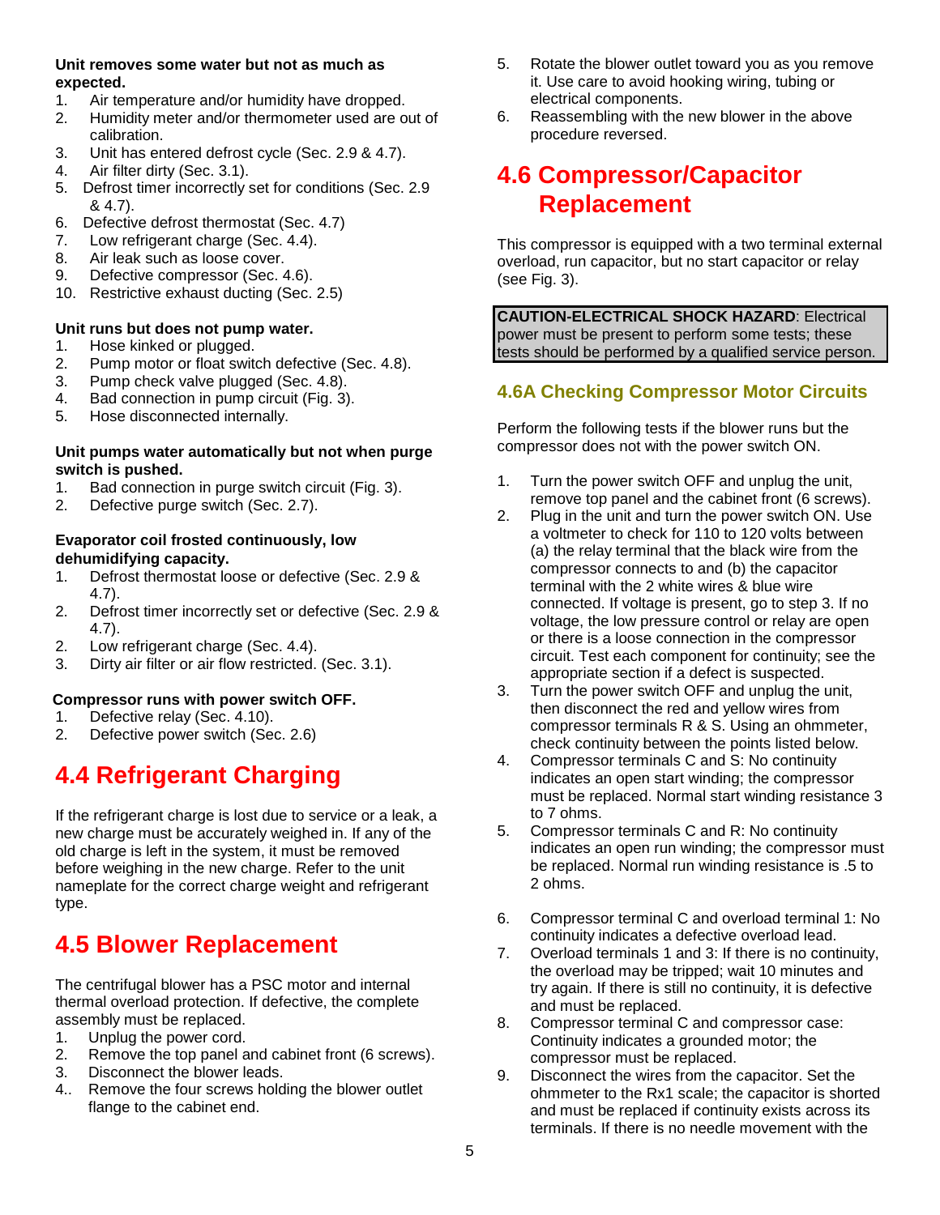**Unit removes some water but not as much as expected.**

1. Air temperature and/or humidity have dropped.
2. Humidity meter and/or thermometer used are out of calibration.
3. Unit has entered defrost cycle (Sec. 2.9 & 4.7).
4. Air filter dirty (Sec. 3.1).
5. Defrost timer incorrectly set for conditions (Sec. 2.9 & 4.7).
6. Defective defrost thermostat (Sec. 4.7)
7. Low refrigerant charge (Sec. 4.4).
8. Air leak such as loose cover.
9. Defective compressor (Sec. 4.6).
10. Restrictive exhaust ducting (Sec. 2.5)

**Unit runs but does not pump water.**

1. Hose kinked or plugged.
2. Pump motor or float switch defective (Sec. 4.8).
3. Pump check valve plugged (Sec. 4.8).
4. Bad connection in pump circuit (Fig. 3).
5. Hose disconnected internally.

**Unit pumps water automatically but not when purge switch is pushed.**

1. Bad connection in purge switch circuit (Fig. 3).
2. Defective purge switch (Sec. 2.7).

**Evaporator coil frosted continuously, low dehumidifying capacity.**

1. Defrost thermostat loose or defective (Sec. 2.9 & 4.7).
2. Defrost timer incorrectly set or defective (Sec. 2.9 & 4.7).
2. Low refrigerant charge (Sec. 4.4).
3. Dirty air filter or air flow restricted. (Sec. 3.1).

**Compressor runs with power switch OFF.**

1. Defective relay (Sec. 4.10).
2. Defective power switch (Sec. 2.6)

## 4.4 Refrigerant Charging

If the refrigerant charge is lost due to service or a leak, a new charge must be accurately weighed in. If any of the old charge is left in the system, it must be removed before weighing in the new charge. Refer to the unit nameplate for the correct charge weight and refrigerant type.

## 4.5 Blower Replacement

The centrifugal blower has a PSC motor and internal thermal overload protection. If defective, the complete assembly must be replaced.

1. Unplug the power cord.
2. Remove the top panel and cabinet front (6 screws).
3. Disconnect the blower leads.
4. Remove the four screws holding the blower outlet flange to the cabinet end.
5. Rotate the blower outlet toward you as you remove it. Use care to avoid hooking wiring, tubing or electrical components.
6. Reassembling with the new blower in the above procedure reversed.

## 4.6 Compressor/Capacitor Replacement

This compressor is equipped with a two terminal external overload, run capacitor, but no start capacitor or relay (see Fig. 3).

**CAUTION-ELECTRICAL SHOCK HAZARD**: Electrical power must be present to perform some tests; these tests should be performed by a qualified service person.

### 4.6A Checking Compressor Motor Circuits

Perform the following tests if the blower runs but the compressor does not with the power switch ON.

1. Turn the power switch OFF and unplug the unit, remove top panel and the cabinet front (6 screws).
2. Plug in the unit and turn the power switch ON. Use a voltmeter to check for 110 to 120 volts between (a) the relay terminal that the black wire from the compressor connects to and (b) the capacitor terminal with the 2 white wires & blue wire connected. If voltage is present, go to step 3. If no voltage, the low pressure control or relay are open or there is a loose connection in the compressor circuit. Test each component for continuity; see the appropriate section if a defect is suspected.
3. Turn the power switch OFF and unplug the unit, then disconnect the red and yellow wires from compressor terminals R & S. Using an ohmmeter, check continuity between the points listed below.
4. Compressor terminals C and S: No continuity indicates an open start winding; the compressor must be replaced. Normal start winding resistance 3 to 7 ohms.
5. Compressor terminals C and R: No continuity indicates an open run winding; the compressor must be replaced. Normal run winding resistance is .5 to 2 ohms.
6. Compressor terminal C and overload terminal 1: No continuity indicates a defective overload lead.
7. Overload terminals 1 and 3: If there is no continuity, the overload may be tripped; wait 10 minutes and try again. If there is still no continuity, it is defective and must be replaced.
8. Compressor terminal C and compressor case: Continuity indicates a grounded motor; the compressor must be replaced.
9. Disconnect the wires from the capacitor. Set the ohmmeter to the Rx1 scale; the capacitor is shorted and must be replaced if continuity exists across its terminals. If there is no needle movement with the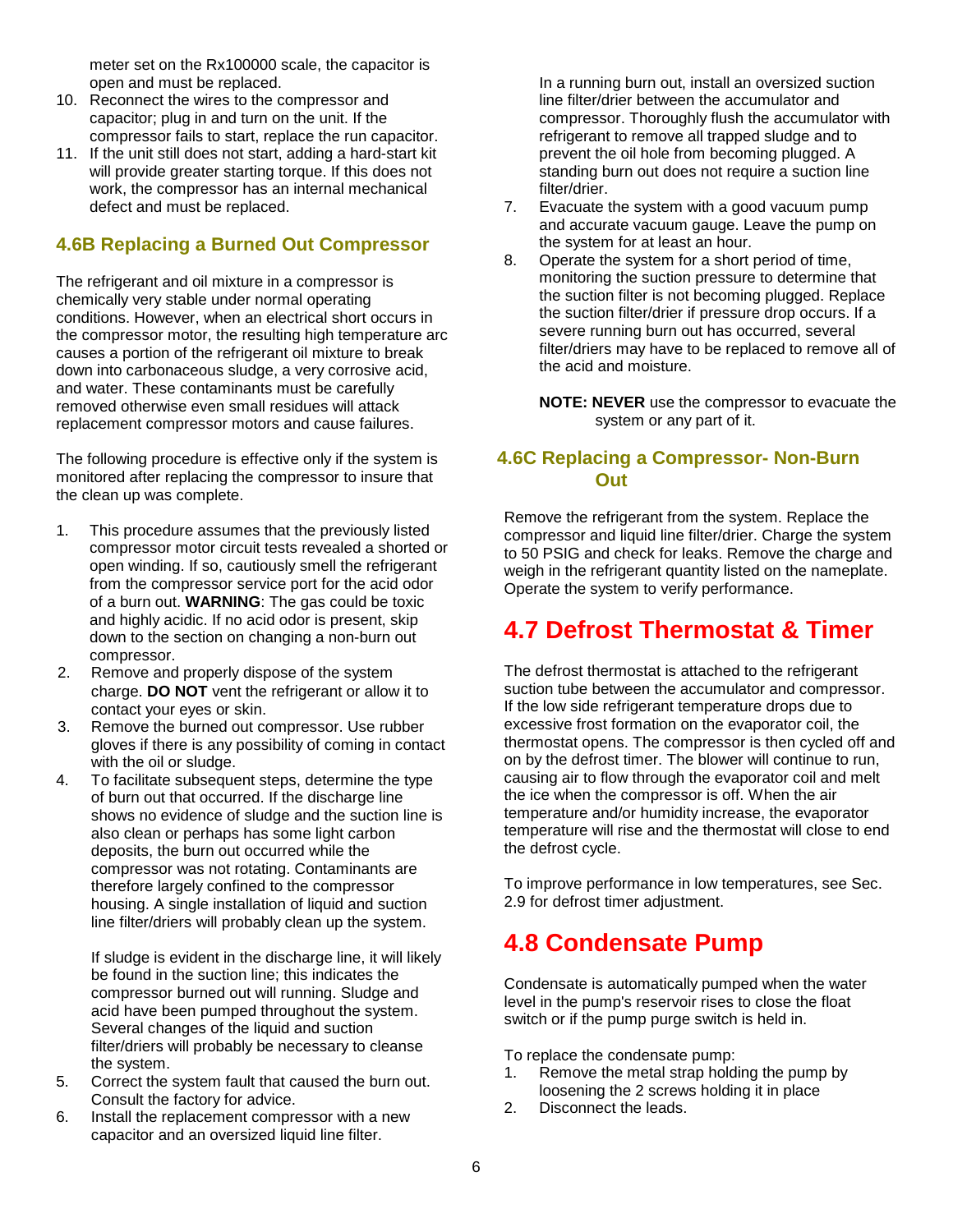meter set on the Rx100000 scale, the capacitor is open and must be replaced.

10. Reconnect the wires to the compressor and capacitor; plug in and turn on the unit. If the compressor fails to start, replace the run capacitor.
11. If the unit still does not start, adding a hard-start kit will provide greater starting torque. If this does not work, the compressor has an internal mechanical defect and must be replaced.

### 4.6B Replacing a Burned Out Compressor

The refrigerant and oil mixture in a compressor is chemically very stable under normal operating conditions. However, when an electrical short occurs in the compressor motor, the resulting high temperature arc causes a portion of the refrigerant oil mixture to break down into carbonaceous sludge, a very corrosive acid, and water. These contaminants must be carefully removed otherwise even small residues will attack replacement compressor motors and cause failures.

The following procedure is effective only if the system is monitored after replacing the compressor to insure that the clean up was complete.

1. This procedure assumes that the previously listed compressor motor circuit tests revealed a shorted or open winding. If so, cautiously smell the refrigerant from the compressor service port for the acid odor of a burn out. **WARNING**: The gas could be toxic and highly acidic. If no acid odor is present, skip down to the section on changing a non-burn out compressor.
2. Remove and properly dispose of the system charge. **DO NOT** vent the refrigerant or allow it to contact your eyes or skin.
3. Remove the burned out compressor. Use rubber gloves if there is any possibility of coming in contact with the oil or sludge.
4. To facilitate subsequent steps, determine the type of burn out that occurred. If the discharge line shows no evidence of sludge and the suction line is also clean or perhaps has some light carbon deposits, the burn out occurred while the compressor was not rotating. Contaminants are therefore largely confined to the compressor housing. A single installation of liquid and suction line filter/driers will probably clean up the system.

   If sludge is evident in the discharge line, it will likely be found in the suction line; this indicates the compressor burned out will running. Sludge and acid have been pumped throughout the system. Several changes of the liquid and suction filter/driers will probably be necessary to cleanse the system.
5. Correct the system fault that caused the burn out. Consult the factory for advice.
6. Install the replacement compressor with a new capacitor and an oversized liquid line filter.

   In a running burn out, install an oversized suction line filter/drier between the accumulator and compressor. Thoroughly flush the accumulator with refrigerant to remove all trapped sludge and to prevent the oil hole from becoming plugged. A standing burn out does not require a suction line filter/drier.
7. Evacuate the system with a good vacuum pump and accurate vacuum gauge. Leave the pump on the system for at least an hour.
8. Operate the system for a short period of time, monitoring the suction pressure to determine that the suction filter is not becoming plugged. Replace the suction filter/drier if pressure drop occurs. If a severe running burn out has occurred, several filter/driers may have to be replaced to remove all of the acid and moisture.

   **NOTE: NEVER** use the compressor to evacuate the system or any part of it.

### 4.6C Replacing a Compressor- Non-Burn Out

Remove the refrigerant from the system. Replace the compressor and liquid line filter/drier. Charge the system to 50 PSIG and check for leaks. Remove the charge and weigh in the refrigerant quantity listed on the nameplate. Operate the system to verify performance.

## 4.7 Defrost Thermostat & Timer

The defrost thermostat is attached to the refrigerant suction tube between the accumulator and compressor. If the low side refrigerant temperature drops due to excessive frost formation on the evaporator coil, the thermostat opens. The compressor is then cycled off and on by the defrost timer. The blower will continue to run, causing air to flow through the evaporator coil and melt the ice when the compressor is off. When the air temperature and/or humidity increase, the evaporator temperature will rise and the thermostat will close to end the defrost cycle.

To improve performance in low temperatures, see Sec. 2.9 for defrost timer adjustment.

## 4.8 Condensate Pump

Condensate is automatically pumped when the water level in the pump's reservoir rises to close the float switch or if the pump purge switch is held in.

To replace the condensate pump:

1. Remove the metal strap holding the pump by loosening the 2 screws holding it in place
2. Disconnect the leads.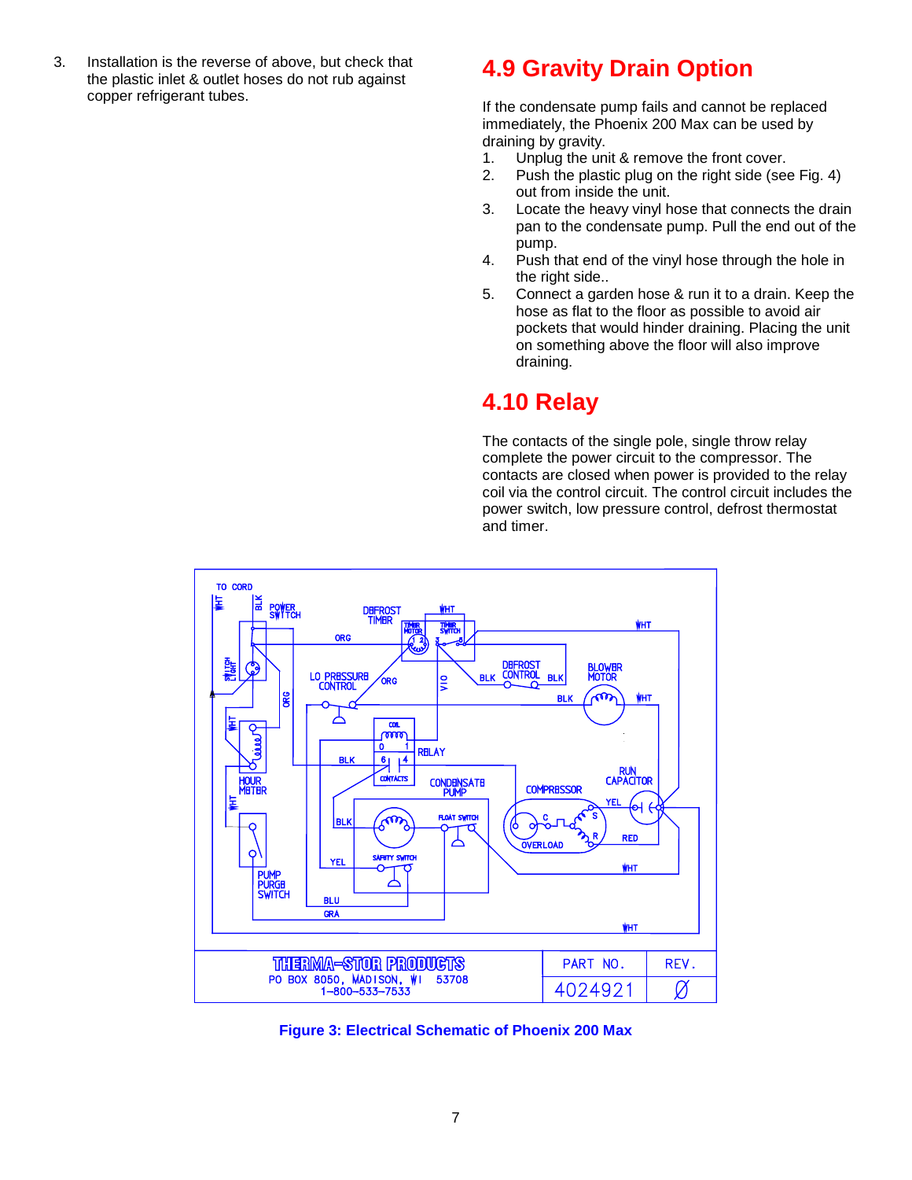3. Installation is the reverse of above, but check that the plastic inlet & outlet hoses do not rub against copper refrigerant tubes.

## 4.9 Gravity Drain Option

If the condensate pump fails and cannot be replaced immediately, the Phoenix 200 Max can be used by draining by gravity.

1. Unplug the unit & remove the front cover.
2. Push the plastic plug on the right side (see Fig. 4) out from inside the unit.
3. Locate the heavy vinyl hose that connects the drain pan to the condensate pump. Pull the end out of the pump.
4. Push that end of the vinyl hose through the hole in the right side..
5. Connect a garden hose & run it to a drain. Keep the hose as flat to the floor as possible to avoid air pockets that would hinder draining. Placing the unit on something above the floor will also improve draining.

## 4.10 Relay

The contacts of the single pole, single throw relay complete the power circuit to the compressor. The contacts are closed when power is provided to the relay coil via the control circuit. The control circuit includes the power switch, low pressure control, defrost thermostat and timer.

**Figure 3: Electrical Schematic of Phoenix 200 Max**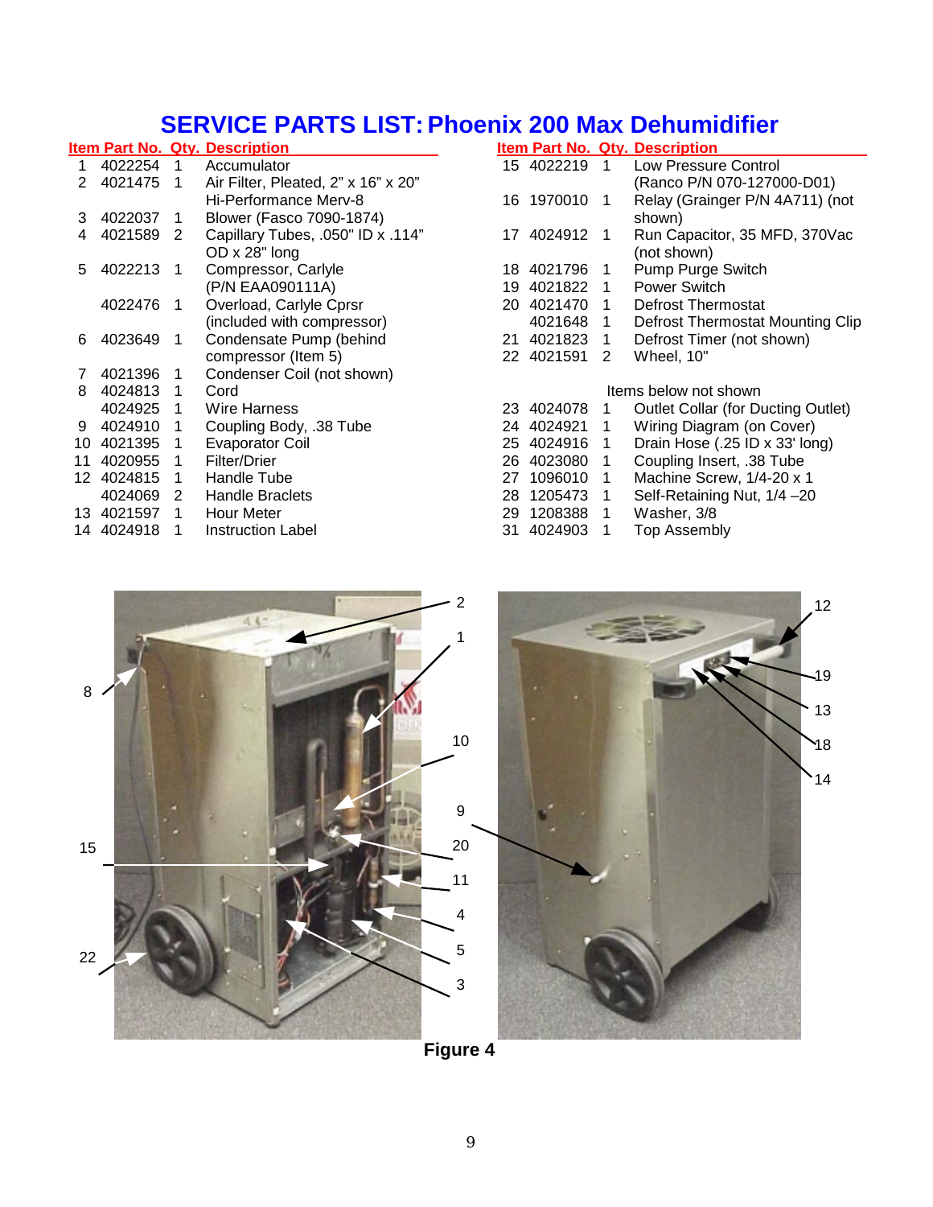# SERVICE PARTS LIST: Phoenix 200 Max Dehumidifier

| Item | Part No. | Qty. | Description |
| --- | --- | --- | --- |
| 1 | 4022254 | 1 | Accumulator |
| 2 | 4021475 | 1 | Air Filter, Pleated, 2" x 16" x 20" Hi-Performance Merv-8 |
| 3 | 4022037 | 1 | Blower (Fasco 7090-1874) |
| 4 | 4021589 | 2 | Capillary Tubes, .050" ID x .114" OD x 28" long |
| 5 | 4022213 | 1 | Compressor, Carlyle (P/N EAA090111A) |
| | 4022476 | 1 | Overload, Carlyle Cprsr (included with compressor) |
| 6 | 4023649 | 1 | Condensate Pump (behind compressor (Item 5) |
| 7 | 4021396 | 1 | Condenser Coil (not shown) |
| 8 | 4024813 | 1 | Cord |
| | 4024925 | 1 | Wire Harness |
| 9 | 4024910 | 1 | Coupling Body, .38 Tube |
| 10 | 4021395 | 1 | Evaporator Coil |
| 11 | 4020955 | 1 | Filter/Drier |
| 12 | 4024815 | 1 | Handle Tube |
| | 4024069 | 2 | Handle Braclets |
| 13 | 4021597 | 1 | Hour Meter |
| 14 | 4024918 | 1 | Instruction Label |

| Item | Part No. | Qty. | Description |
| --- | --- | --- | --- |
| 15 | 4022219 | 1 | Low Pressure Control (Ranco P/N 070-127000-D01) |
| 16 | 1970010 | 1 | Relay (Graigner P/N 4A711) (not shown) |
| 17 | 4024912 | 1 | Run Capacitor, 35 MFD, 370Vac (not shown) |
| 18 | 4021796 | 1 | Pump Purge Switch |
| 19 | 4021822 | 1 | Power Switch |
| 20 | 4021470 | 1 | Defrost Thermostat |
| | 4021648 | 1 | Defrost Thermostat Mounting Clip |
| 21 | 4021823 | 1 | Defrost Timer (not shown) |
| 22 | 4021591 | 2 | Wheel, 10" |
| | | | **Items below not shown** |
| 23 | 4024078 | 1 | Outlet Collar (for Ducting Outlet) |
| 24 | 4024921 | 1 | Wiring Diagram (on Cover) |
| 25 | 4024916 | 1 | Drain Hose (.25 ID x 33' long) |
| 26 | 4023080 | 1 | Coupling Insert, .38 Tube |
| 27 | 1096010 | 1 | Machine Screw, 1/4-20 x 1 |
| 28 | 1205473 | 1 | Self-Retaining Nut, 1/4 –20 |
| 29 | 1208388 | 1 | Washer, 3/8 |
| 31 | 4024903 | 1 | Top Assembly |

Figure 4